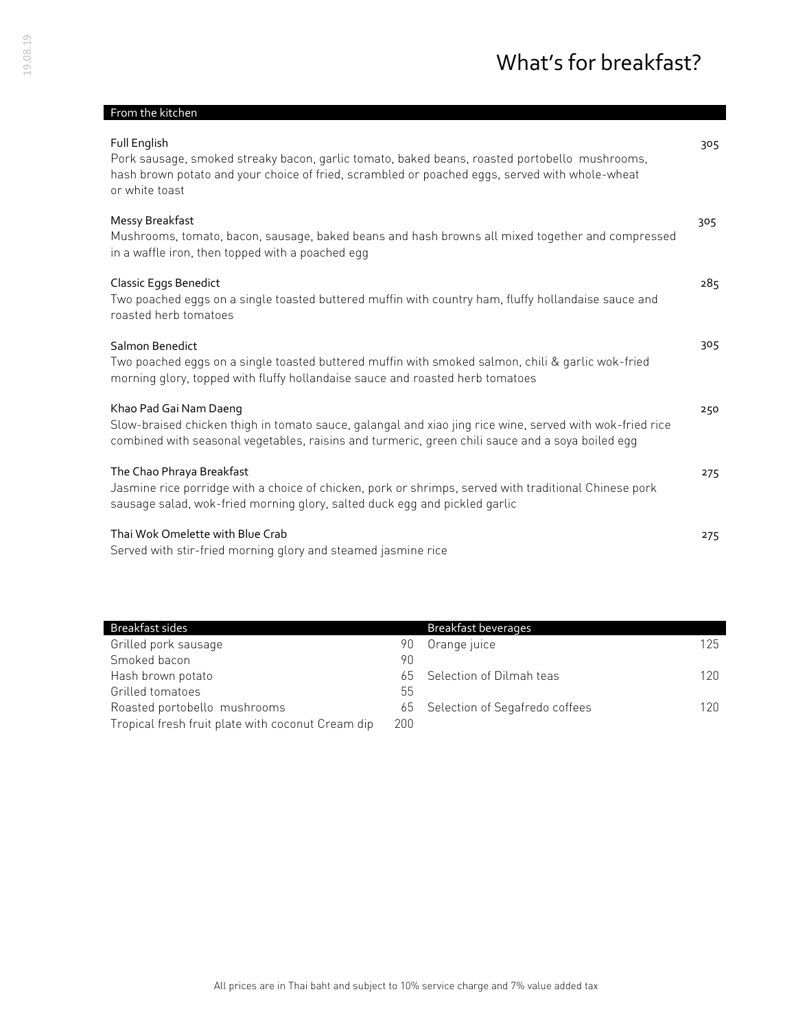# What's for breakfast?

## From the kitchen

**Full English** — 305
Pork sausage, smoked streaky bacon, garlic tomato, baked beans, roasted portobello mushrooms, hash brown potato and your choice of fried, scrambled or poached eggs, served with whole-wheat or white toast

**Messy Breakfast** — 305
Mushrooms, tomato, bacon, sausage, baked beans and hash browns all mixed together and compressed in a waffle iron, then topped with a poached egg

**Classic Eggs Benedict** — 285
Two poached eggs on a single toasted buttered muffin with country ham, fluffy hollandaise sauce and roasted herb tomatoes

**Salmon Benedict** — 305
Two poached eggs on a single toasted buttered muffin with smoked salmon, chili & garlic wok-fried morning glory, topped with fluffy hollandaise sauce and roasted herb tomatoes

**Khao Pad Gai Nam Daeng** — 250
Slow-braised chicken thigh in tomato sauce, galangal and xiao jing rice wine, served with wok-fried rice combined with seasonal vegetables, raisins and turmeric, green chili sauce and a soya boiled egg

**The Chao Phraya Breakfast** — 275
Jasmine rice porridge with a choice of chicken, pork or shrimps, served with traditional Chinese pork sausage salad, wok-fried morning glory, salted duck egg and pickled garlic

**Thai Wok Omelette with Blue Crab** — 275
Served with stir-fried morning glory and steamed jasmine rice

| Breakfast sides | |
|---|---|
| Grilled pork sausage | 90 |
| Smoked bacon | 90 |
| Hash brown potato | 65 |
| Grilled tomatoes | 55 |
| Roasted portobello mushrooms | 65 |
| Tropical fresh fruit plate with coconut Cream dip | 200 |

| Breakfast beverages | |
|---|---|
| Orange juice | 125 |
| Selection of Dilmah teas | 120 |
| Selection of Segafredo coffees | 120 |

All prices are in Thai baht and subject to 10% service charge and 7% value added tax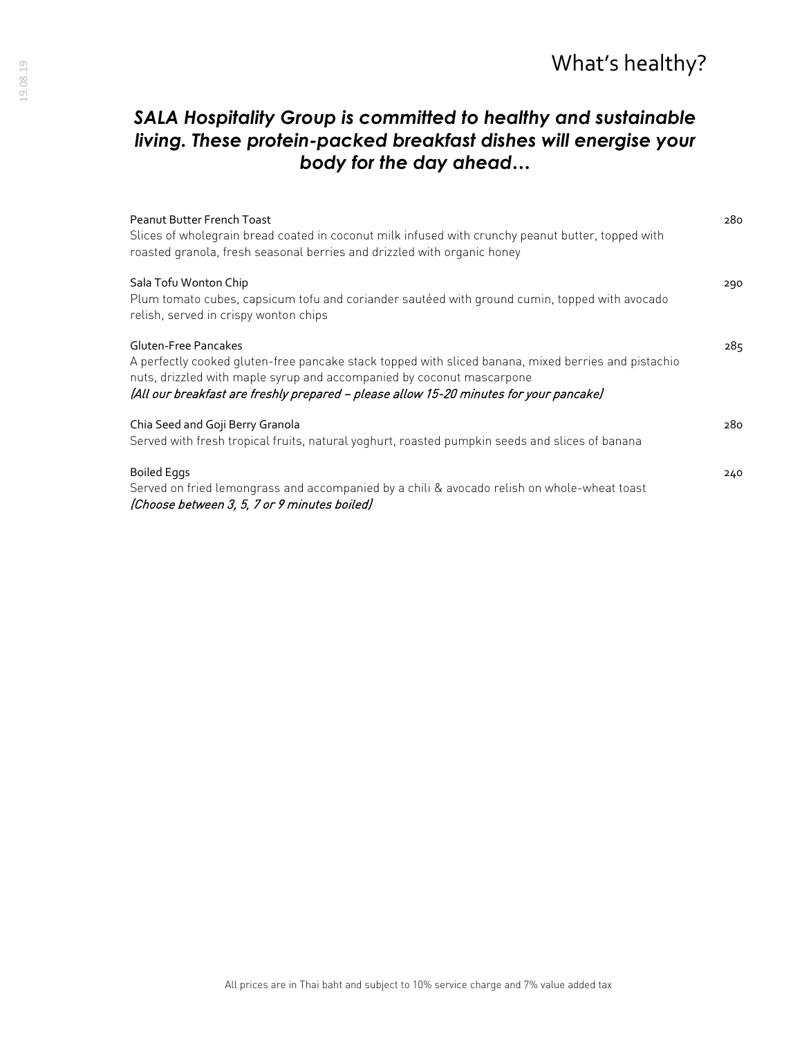# What's healthy?

***SALA Hospitality Group is committed to healthy and sustainable living. These protein-packed breakfast dishes will energise your body for the day ahead…***

**Peanut Butter French Toast** — 280
Slices of wholegrain bread coated in coconut milk infused with crunchy peanut butter, topped with roasted granola, fresh seasonal berries and drizzled with organic honey

**Sala Tofu Wonton Chip** — 290
Plum tomato cubes, capsicum tofu and coriander sautéed with ground cumin, topped with avocado relish, served in crispy wonton chips

**Gluten-Free Pancakes** — 285
A perfectly cooked gluten-free pancake stack topped with sliced banana, mixed berries and pistachio nuts, drizzled with maple syrup and accompanied by coconut mascarpone
*(All our breakfast are freshly prepared – please allow 15-20 minutes for your pancake)*

**Chia Seed and Goji Berry Granola** — 280
Served with fresh tropical fruits, natural yoghurt, roasted pumpkin seeds and slices of banana

**Boiled Eggs** — 240
Served on fried lemongrass and accompanied by a chili & avocado relish on whole-wheat toast
*(Choose between 3, 5, 7 or 9 minutes boiled)*

All prices are in Thai baht and subject to 10% service charge and 7% value added tax